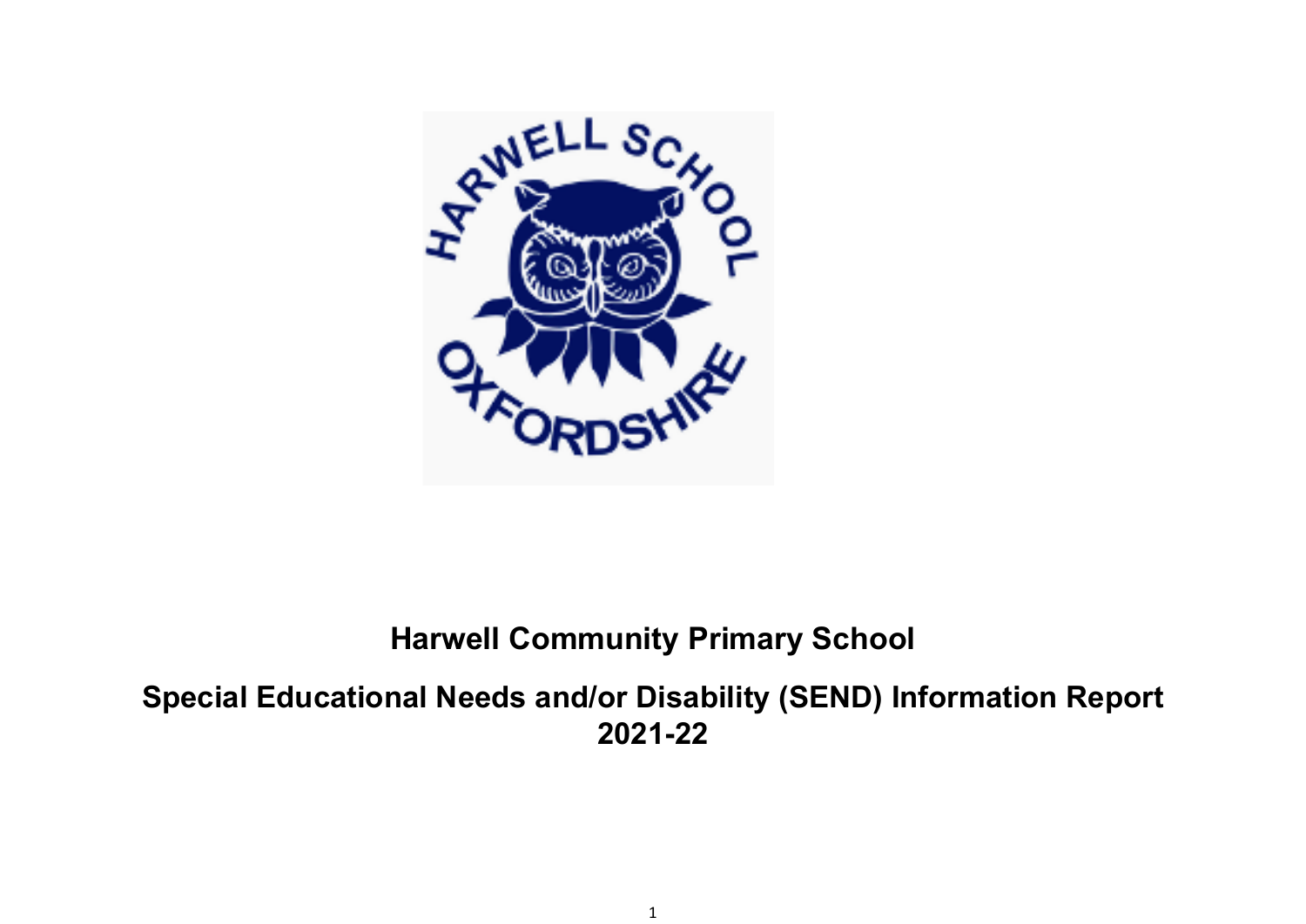# Harwell Community Primary School

## Special Educational Needs and/or Disability (SEND) Information Report 2021-22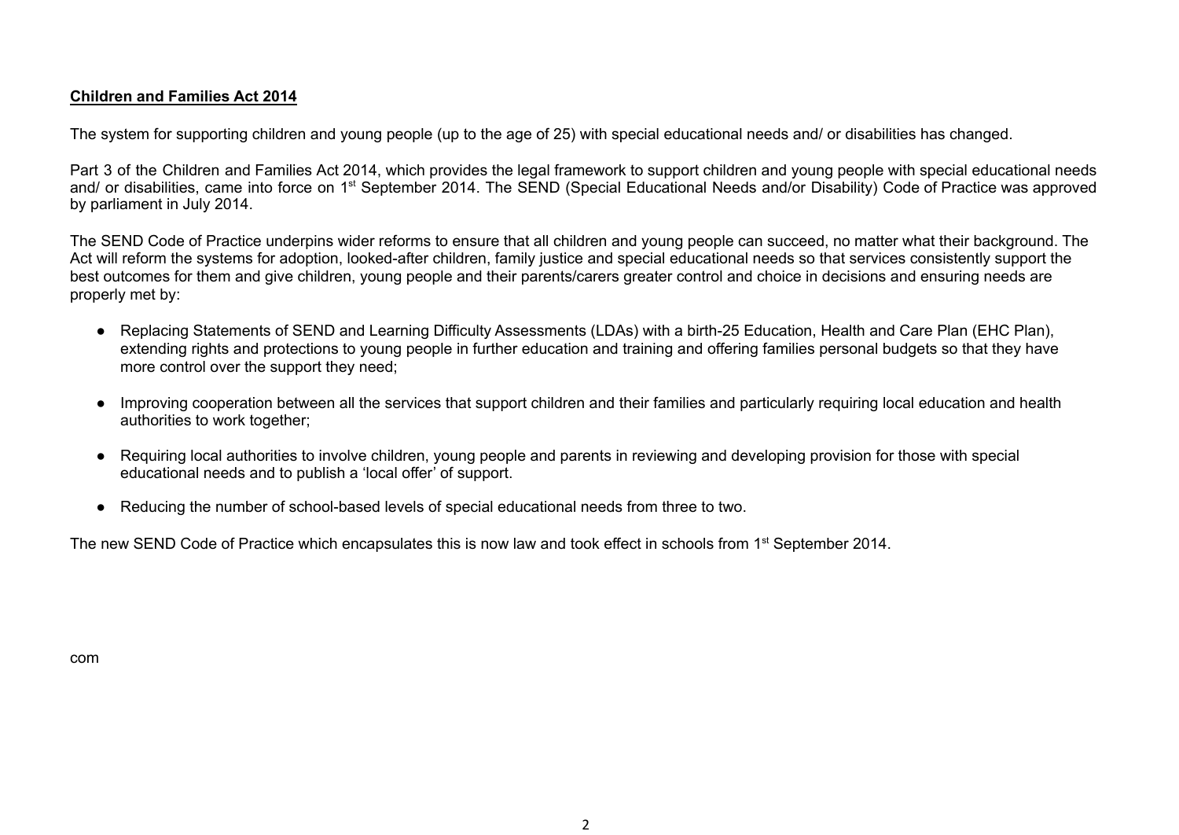**Children and Families Act 2014**

The system for supporting children and young people (up to the age of 25) with special educational needs and/ or disabilities has changed.

Part 3 of the Children and Families Act 2014, which provides the legal framework to support children and young people with special educational needs and/ or disabilities, came into force on 1st September 2014. The SEND (Special Educational Needs and/or Disability) Code of Practice was approved by parliament in July 2014.

The SEND Code of Practice underpins wider reforms to ensure that all children and young people can succeed, no matter what their background. The Act will reform the systems for adoption, looked-after children, family justice and special educational needs so that services consistently support the best outcomes for them and give children, young people and their parents/carers greater control and choice in decisions and ensuring needs are properly met by:

- Replacing Statements of SEND and Learning Difficulty Assessments (LDAs) with a birth-25 Education, Health and Care Plan (EHC Plan), extending rights and protections to young people in further education and training and offering families personal budgets so that they have more control over the support they need;

- Improving cooperation between all the services that support children and their families and particularly requiring local education and health authorities to work together;

- Requiring local authorities to involve children, young people and parents in reviewing and developing provision for those with special educational needs and to publish a 'local offer' of support.

- Reducing the number of school-based levels of special educational needs from three to two.

The new SEND Code of Practice which encapsulates this is now law and took effect in schools from 1st September 2014.

com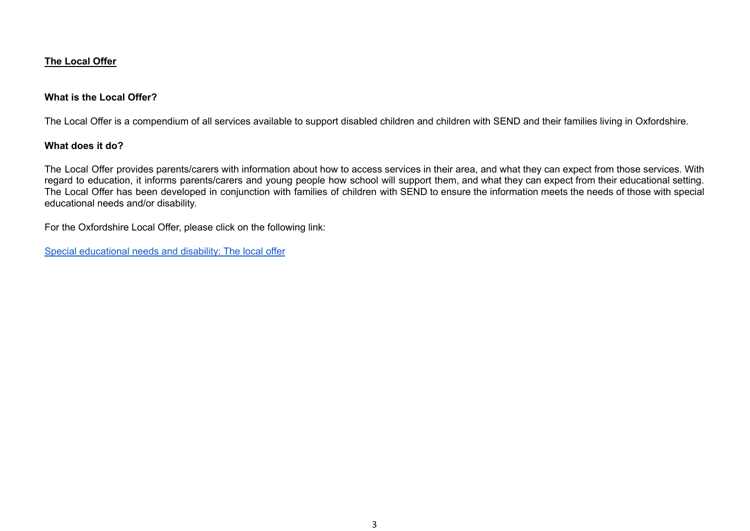## The Local Offer

### What is the Local Offer?

The Local Offer is a compendium of all services available to support disabled children and children with SEND and their families living in Oxfordshire.

### What does it do?

The Local Offer provides parents/carers with information about how to access services in their area, and what they can expect from those services. With regard to education, it informs parents/carers and young people how school will support them, and what they can expect from their educational setting. The Local Offer has been developed in conjunction with families of children with SEND to ensure the information meets the needs of those with special educational needs and/or disability.

For the Oxfordshire Local Offer, please click on the following link:

Special educational needs and disability: The local offer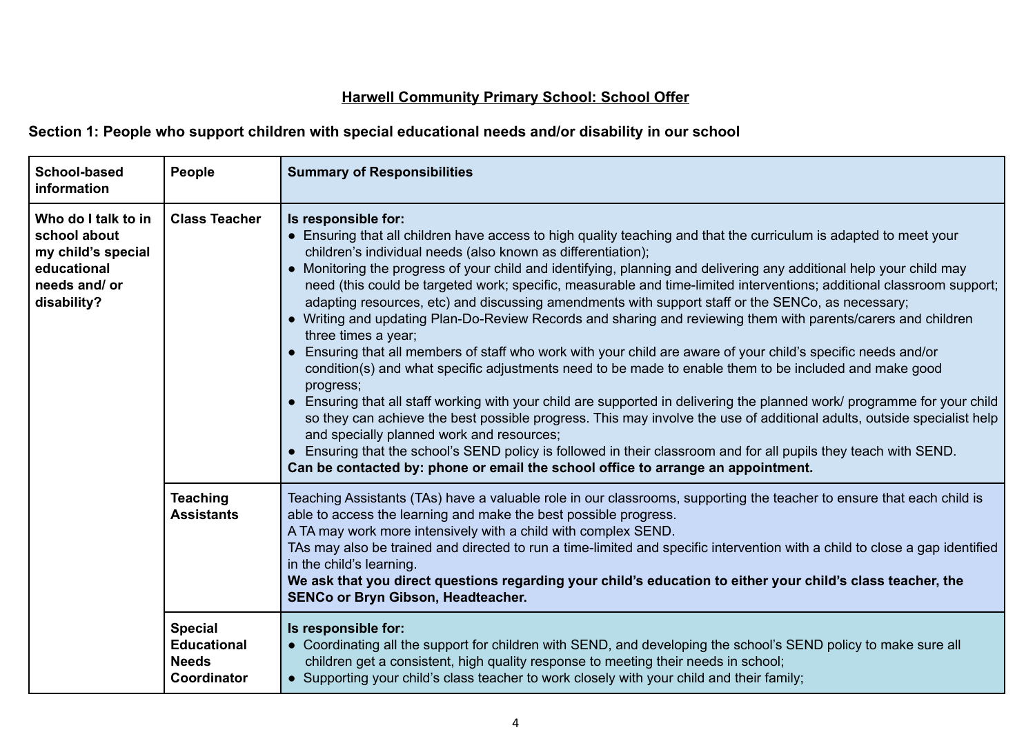## Harwell Community Primary School: School Offer

### Section 1: People who support children with special educational needs and/or disability in our school

| School-based information | People | Summary of Responsibilities |
|---|---|---|
| **Who do I talk to in school about my child's special educational needs and/ or disability?** | **Class Teacher** | **Is responsible for:**<br>● Ensuring that all children have access to high quality teaching and that the curriculum is adapted to meet your children's individual needs (also known as differentiation);<br>● Monitoring the progress of your child and identifying, planning and delivering any additional help your child may need (this could be targeted work; specific, measurable and time-limited interventions; additional classroom support; adapting resources, etc) and discussing amendments with support staff or the SENCo, as necessary;<br>● Writing and updating Plan-Do-Review Records and sharing and reviewing them with parents/carers and children three times a year;<br>● Ensuring that all members of staff who work with your child are aware of your child's specific needs and/or condition(s) and what specific adjustments need to be made to enable them to be included and make good progress;<br>● Ensuring that all staff working with your child are supported in delivering the planned work/ programme for your child so they can achieve the best possible progress. This may involve the use of additional adults, outside specialist help and specially planned work and resources;<br>● Ensuring that the school's SEND policy is followed in their classroom and for all pupils they teach with SEND.<br>**Can be contacted by: phone or email the school office to arrange an appointment.** |
| | **Teaching Assistants** | Teaching Assistants (TAs) have a valuable role in our classrooms, supporting the teacher to ensure that each child is able to access the learning and make the best possible progress.<br>A TA may work more intensively with a child with complex SEND.<br>TAs may also be trained and directed to run a time-limited and specific intervention with a child to close a gap identified in the child's learning.<br>**We ask that you direct questions regarding your child's education to either your child's class teacher, the SENCo or Bryn Gibson, Headteacher.** |
| | **Special Educational Needs Coordinator** | **Is responsible for:**<br>● Coordinating all the support for children with SEND, and developing the school's SEND policy to make sure all children get a consistent, high quality response to meeting their needs in school;<br>● Supporting your child's class teacher to work closely with your child and their family; |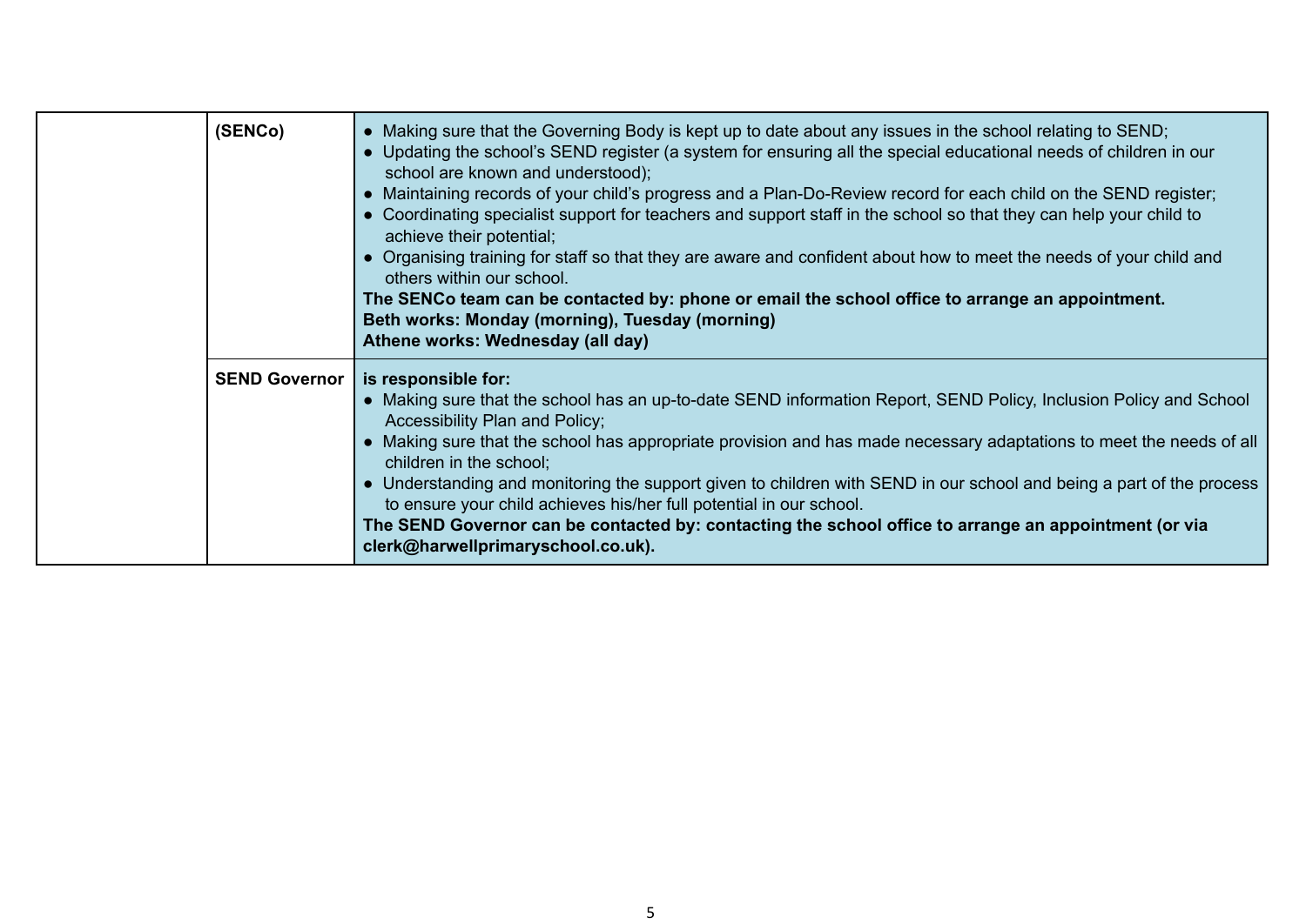| | | |
|---|---|---|
| | **(SENCo)** | • Making sure that the Governing Body is kept up to date about any issues in the school relating to SEND;<br>• Updating the school's SEND register (a system for ensuring all the special educational needs of children in our school are known and understood);<br>• Maintaining records of your child's progress and a Plan-Do-Review record for each child on the SEND register;<br>• Coordinating specialist support for teachers and support staff in the school so that they can help your child to achieve their potential;<br>• Organising training for staff so that they are aware and confident about how to meet the needs of your child and others within our school.<br>**The SENCo team can be contacted by: phone or email the school office to arrange an appointment.**<br>**Beth works: Monday (morning), Tuesday (morning)**<br>**Athene works: Wednesday (all day)** |
| | **SEND Governor** | **is responsible for:**<br>• Making sure that the school has an up-to-date SEND information Report, SEND Policy, Inclusion Policy and School Accessibility Plan and Policy;<br>• Making sure that the school has appropriate provision and has made necessary adaptations to meet the needs of all children in the school;<br>• Understanding and monitoring the support given to children with SEND in our school and being a part of the process to ensure your child achieves his/her full potential in our school.<br>**The SEND Governor can be contacted by: contacting the school office to arrange an appointment (or via clerk@harwellprimaryschool.co.uk).** |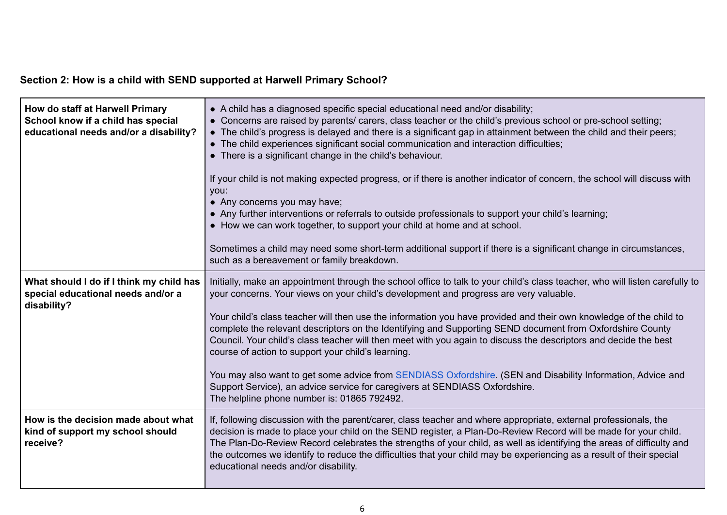## Section 2: How is a child with SEND supported at Harwell Primary School?

| | |
|---|---|
| **How do staff at Harwell Primary School know if a child has special educational needs and/or a disability?** | ● A child has a diagnosed specific special educational need and/or disability;<br>● Concerns are raised by parents/ carers, class teacher or the child's previous school or pre-school setting;<br>● The child's progress is delayed and there is a significant gap in attainment between the child and their peers;<br>● The child experiences significant social communication and interaction difficulties;<br>● There is a significant change in the child's behaviour.<br><br>If your child is not making expected progress, or if there is another indicator of concern, the school will discuss with you:<br>● Any concerns you may have;<br>● Any further interventions or referrals to outside professionals to support your child's learning;<br>● How we can work together, to support your child at home and at school.<br><br>Sometimes a child may need some short-term additional support if there is a significant change in circumstances, such as a bereavement or family breakdown. |
| **What should I do if I think my child has special educational needs and/or a disability?** | Initially, make an appointment through the school office to talk to your child's class teacher, who will listen carefully to your concerns. Your views on your child's development and progress are very valuable.<br><br>Your child's class teacher will then use the information you have provided and their own knowledge of the child to complete the relevant descriptors on the Identifying and Supporting SEND document from Oxfordshire County Council. Your child's class teacher will then meet with you again to discuss the descriptors and decide the best course of action to support your child's learning.<br><br>You may also want to get some advice from SENDIASS Oxfordshire. (SEN and Disability Information, Advice and Support Service), an advice service for caregivers at SENDIASS Oxfordshire.<br>The helpline phone number is: 01865 792492. |
| **How is the decision made about what kind of support my school should receive?** | If, following discussion with the parent/carer, class teacher and where appropriate, external professionals, the decision is made to place your child on the SEND register, a Plan-Do-Review Record will be made for your child. The Plan-Do-Review Record celebrates the strengths of your child, as well as identifying the areas of difficulty and the outcomes we identify to reduce the difficulties that your child may be experiencing as a result of their special educational needs and/or disability. |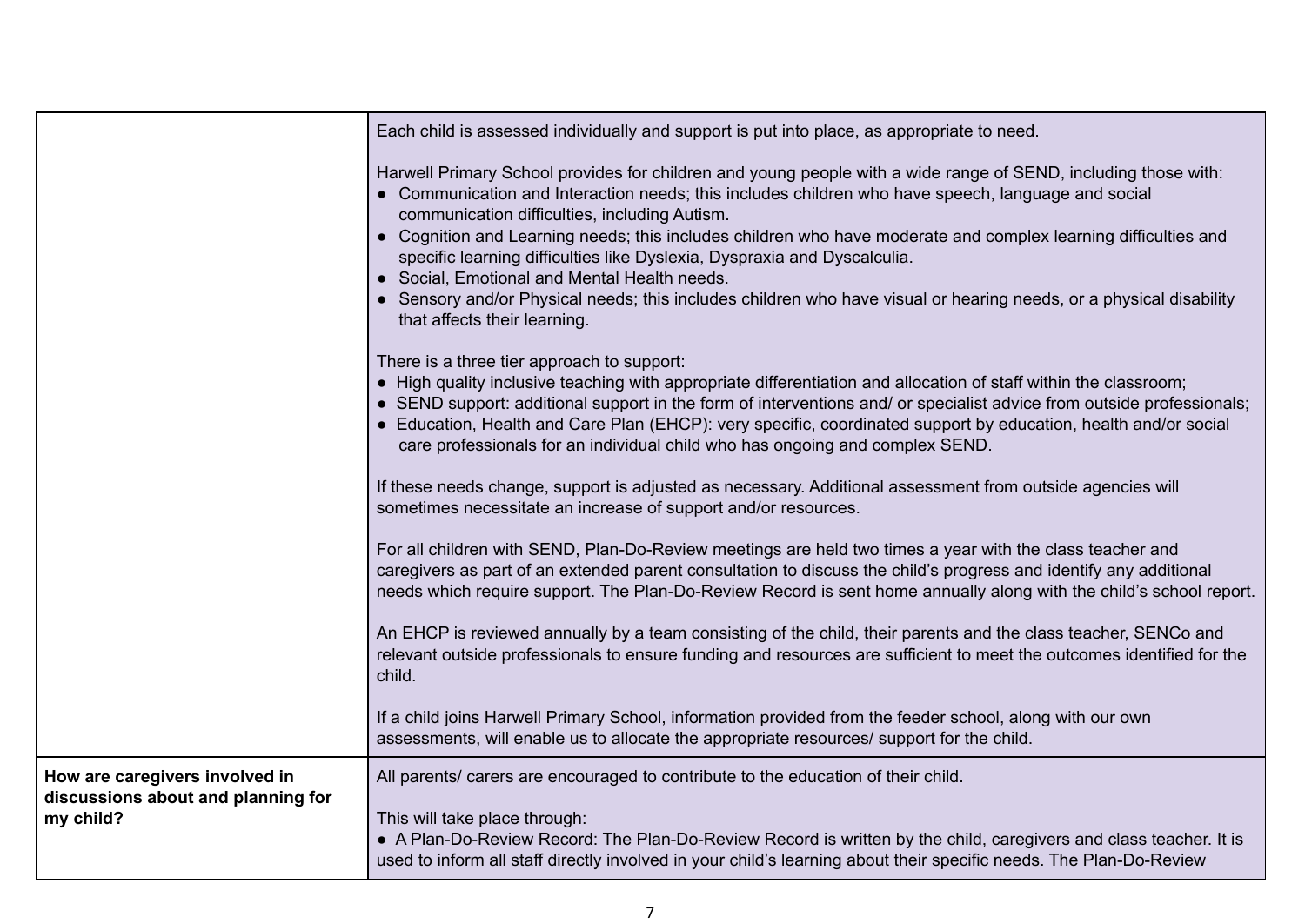| | |
|---|---|
| | Each child is assessed individually and support is put into place, as appropriate to need.<br><br>Harwell Primary School provides for children and young people with a wide range of SEND, including those with:<br>● Communication and Interaction needs; this includes children who have speech, language and social communication difficulties, including Autism.<br>● Cognition and Learning needs; this includes children who have moderate and complex learning difficulties and specific learning difficulties like Dyslexia, Dyspraxia and Dyscalculia.<br>● Social, Emotional and Mental Health needs.<br>● Sensory and/or Physical needs; this includes children who have visual or hearing needs, or a physical disability that affects their learning.<br><br>There is a three tier approach to support:<br>● High quality inclusive teaching with appropriate differentiation and allocation of staff within the classroom;<br>● SEND support: additional support in the form of interventions and/ or specialist advice from outside professionals;<br>● Education, Health and Care Plan (EHCP): very specific, coordinated support by education, health and/or social care professionals for an individual child who has ongoing and complex SEND.<br><br>If these needs change, support is adjusted as necessary. Additional assessment from outside agencies will sometimes necessitate an increase of support and/or resources.<br><br>For all children with SEND, Plan-Do-Review meetings are held two times a year with the class teacher and caregivers as part of an extended parent consultation to discuss the child's progress and identify any additional needs which require support. The Plan-Do-Review Record is sent home annually along with the child's school report.<br><br>An EHCP is reviewed annually by a team consisting of the child, their parents and the class teacher, SENCo and relevant outside professionals to ensure funding and resources are sufficient to meet the outcomes identified for the child.<br><br>If a child joins Harwell Primary School, information provided from the feeder school, along with our own assessments, will enable us to allocate the appropriate resources/ support for the child. |
| **How are caregivers involved in discussions about and planning for my child?** | All parents/ carers are encouraged to contribute to the education of their child.<br><br>This will take place through:<br>● A Plan-Do-Review Record: The Plan-Do-Review Record is written by the child, caregivers and class teacher. It is used to inform all staff directly involved in your child's learning about their specific needs. The Plan-Do-Review |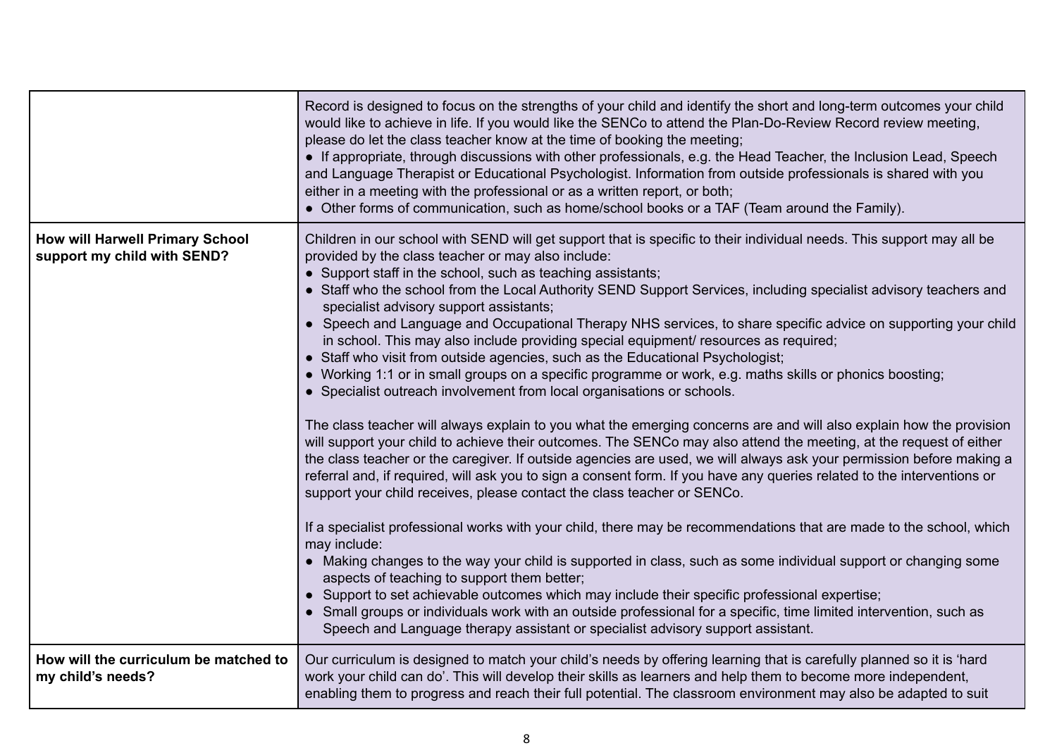| | |
|---|---|
| | Record is designed to focus on the strengths of your child and identify the short and long-term outcomes your child would like to achieve in life. If you would like the SENCo to attend the Plan-Do-Review Record review meeting, please do let the class teacher know at the time of booking the meeting;<br>● If appropriate, through discussions with other professionals, e.g. the Head Teacher, the Inclusion Lead, Speech and Language Therapist or Educational Psychologist. Information from outside professionals is shared with you either in a meeting with the professional or as a written report, or both;<br>● Other forms of communication, such as home/school books or a TAF (Team around the Family). |
| **How will Harwell Primary School support my child with SEND?** | Children in our school with SEND will get support that is specific to their individual needs. This support may all be provided by the class teacher or may also include:<br>● Support staff in the school, such as teaching assistants;<br>● Staff who the school from the Local Authority SEND Support Services, including specialist advisory teachers and specialist advisory support assistants;<br>● Speech and Language and Occupational Therapy NHS services, to share specific advice on supporting your child in school. This may also include providing special equipment/ resources as required;<br>● Staff who visit from outside agencies, such as the Educational Psychologist;<br>● Working 1:1 or in small groups on a specific programme or work, e.g. maths skills or phonics boosting;<br>● Specialist outreach involvement from local organisations or schools.<br><br>The class teacher will always explain to you what the emerging concerns are and will also explain how the provision will support your child to achieve their outcomes. The SENCo may also attend the meeting, at the request of either the class teacher or the caregiver. If outside agencies are used, we will always ask your permission before making a referral and, if required, will ask you to sign a consent form. If you have any queries related to the interventions or support your child receives, please contact the class teacher or SENCo.<br><br>If a specialist professional works with your child, there may be recommendations that are made to the school, which may include:<br>● Making changes to the way your child is supported in class, such as some individual support or changing some aspects of teaching to support them better;<br>● Support to set achievable outcomes which may include their specific professional expertise;<br>● Small groups or individuals work with an outside professional for a specific, time limited intervention, such as Speech and Language therapy assistant or specialist advisory support assistant. |
| **How will the curriculum be matched to my child's needs?** | Our curriculum is designed to match your child's needs by offering learning that is carefully planned so it is 'hard work your child can do'. This will develop their skills as learners and help them to become more independent, enabling them to progress and reach their full potential. The classroom environment may also be adapted to suit |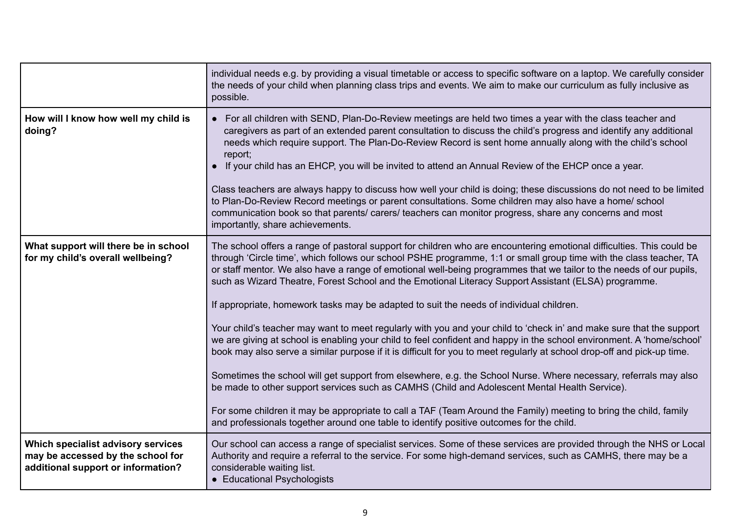| | |
|---|---|
| | individual needs e.g. by providing a visual timetable or access to specific software on a laptop. We carefully consider the needs of your child when planning class trips and events. We aim to make our curriculum as fully inclusive as possible. |
| **How will I know how well my child is doing?** | ● For all children with SEND, Plan-Do-Review meetings are held two times a year with the class teacher and caregivers as part of an extended parent consultation to discuss the child's progress and identify any additional needs which require support. The Plan-Do-Review Record is sent home annually along with the child's school report;<br>● If your child has an EHCP, you will be invited to attend an Annual Review of the EHCP once a year.<br><br>Class teachers are always happy to discuss how well your child is doing; these discussions do not need to be limited to Plan-Do-Review Record meetings or parent consultations. Some children may also have a home/ school communication book so that parents/ carers/ teachers can monitor progress, share any concerns and most importantly, share achievements. |
| **What support will there be in school for my child's overall wellbeing?** | The school offers a range of pastoral support for children who are encountering emotional difficulties. This could be through 'Circle time', which follows our school PSHE programme, 1:1 or small group time with the class teacher, TA or staff mentor. We also have a range of emotional well-being programmes that we tailor to the needs of our pupils, such as Wizard Theatre, Forest School and the Emotional Literacy Support Assistant (ELSA) programme.<br><br>If appropriate, homework tasks may be adapted to suit the needs of individual children.<br><br>Your child's teacher may want to meet regularly with you and your child to 'check in' and make sure that the support we are giving at school is enabling your child to feel confident and happy in the school environment. A 'home/school' book may also serve a similar purpose if it is difficult for you to meet regularly at school drop-off and pick-up time.<br><br>Sometimes the school will get support from elsewhere, e.g. the School Nurse. Where necessary, referrals may also be made to other support services such as CAMHS (Child and Adolescent Mental Health Service).<br><br>For some children it may be appropriate to call a TAF (Team Around the Family) meeting to bring the child, family and professionals together around one table to identify positive outcomes for the child. |
| **Which specialist advisory services may be accessed by the school for additional support or information?** | Our school can access a range of specialist services. Some of these services are provided through the NHS or Local Authority and require a referral to the service. For some high-demand services, such as CAMHS, there may be a considerable waiting list.<br>● Educational Psychologists |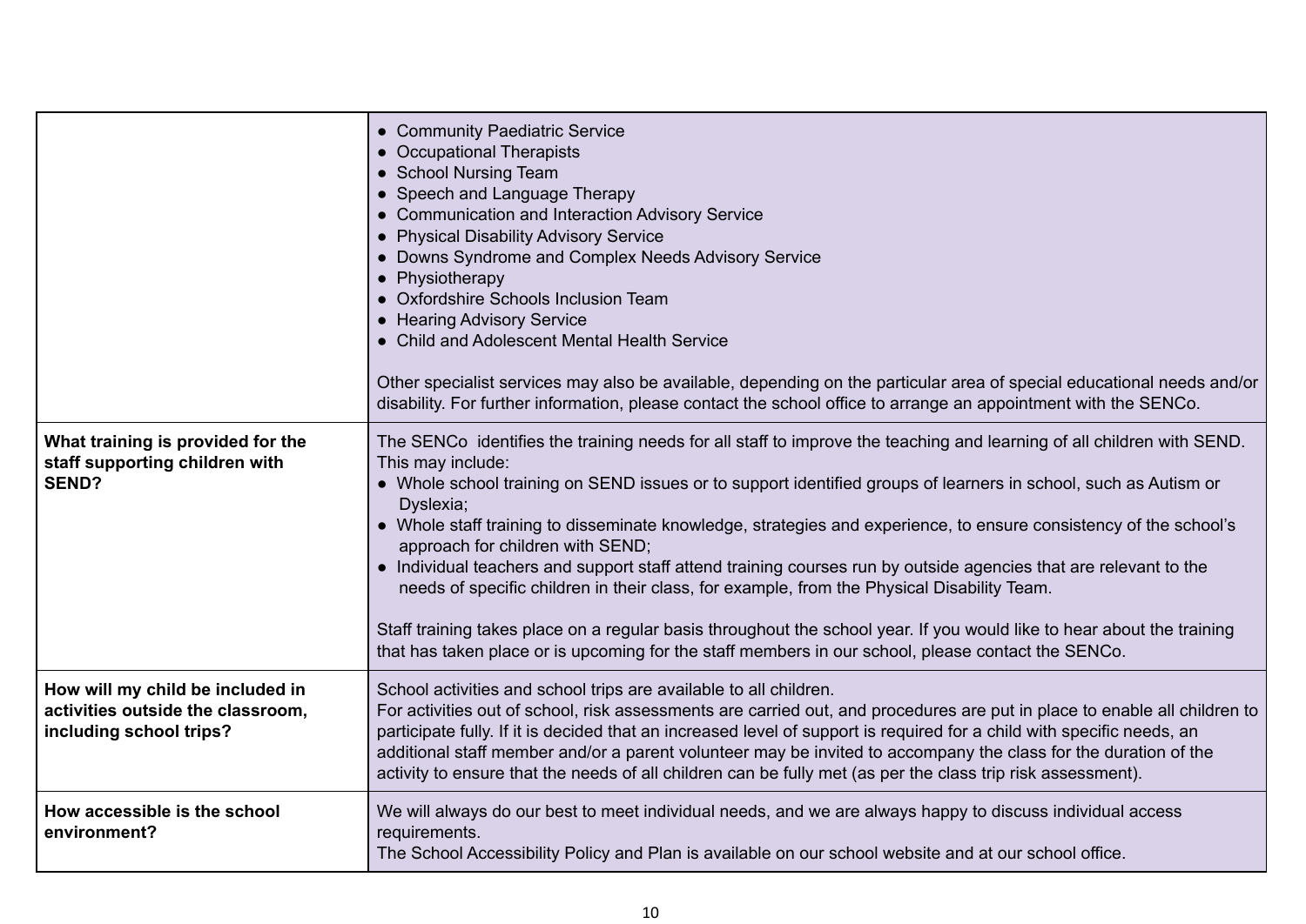| | |
|---|---|
| | • Community Paediatric Service<br>• Occupational Therapists<br>• School Nursing Team<br>• Speech and Language Therapy<br>• Communication and Interaction Advisory Service<br>• Physical Disability Advisory Service<br>• Downs Syndrome and Complex Needs Advisory Service<br>• Physiotherapy<br>• Oxfordshire Schools Inclusion Team<br>• Hearing Advisory Service<br>• Child and Adolescent Mental Health Service<br><br>Other specialist services may also be available, depending on the particular area of special educational needs and/or disability. For further information, please contact the school office to arrange an appointment with the SENCo. |
| **What training is provided for the staff supporting children with SEND?** | The SENCo identifies the training needs for all staff to improve the teaching and learning of all children with SEND. This may include:<br>• Whole school training on SEND issues or to support identified groups of learners in school, such as Autism or Dyslexia;<br>• Whole staff training to disseminate knowledge, strategies and experience, to ensure consistency of the school's approach for children with SEND;<br>• Individual teachers and support staff attend training courses run by outside agencies that are relevant to the needs of specific children in their class, for example, from the Physical Disability Team.<br><br>Staff training takes place on a regular basis throughout the school year. If you would like to hear about the training that has taken place or is upcoming for the staff members in our school, please contact the SENCo. |
| **How will my child be included in activities outside the classroom, including school trips?** | School activities and school trips are available to all children.<br>For activities out of school, risk assessments are carried out, and procedures are put in place to enable all children to participate fully. If it is decided that an increased level of support is required for a child with specific needs, an additional staff member and/or a parent volunteer may be invited to accompany the class for the duration of the activity to ensure that the needs of all children can be fully met (as per the class trip risk assessment). |
| **How accessible is the school environment?** | We will always do our best to meet individual needs, and we are always happy to discuss individual access requirements.<br>The School Accessibility Policy and Plan is available on our school website and at our school office. |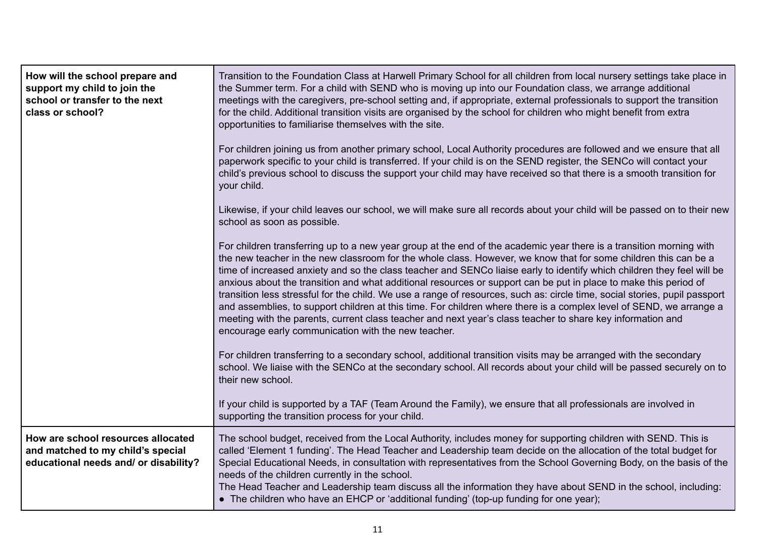| | |
|---|---|
| **How will the school prepare and support my child to join the school or transfer to the next class or school?** | Transition to the Foundation Class at Harwell Primary School for all children from local nursery settings take place in the Summer term. For a child with SEND who is moving up into our Foundation class, we arrange additional meetings with the caregivers, pre-school setting and, if appropriate, external professionals to support the transition for the child. Additional transition visits are organised by the school for children who might benefit from extra opportunities to familiarise themselves with the site.<br><br>For children joining us from another primary school, Local Authority procedures are followed and we ensure that all paperwork specific to your child is transferred. If your child is on the SEND register, the SENCo will contact your child's previous school to discuss the support your child may have received so that there is a smooth transition for your child.<br><br>Likewise, if your child leaves our school, we will make sure all records about your child will be passed on to their new school as soon as possible.<br><br>For children transferring up to a new year group at the end of the academic year there is a transition morning with the new teacher in the new classroom for the whole class. However, we know that for some children this can be a time of increased anxiety and so the class teacher and SENCo liaise early to identify which children they feel will be anxious about the transition and what additional resources or support can be put in place to make this period of transition less stressful for the child. We use a range of resources, such as: circle time, social stories, pupil passport and assemblies, to support children at this time. For children where there is a complex level of SEND, we arrange a meeting with the parents, current class teacher and next year's class teacher to share key information and encourage early communication with the new teacher.<br><br>For children transferring to a secondary school, additional transition visits may be arranged with the secondary school. We liaise with the SENCo at the secondary school. All records about your child will be passed securely on to their new school.<br><br>If your child is supported by a TAF (Team Around the Family), we ensure that all professionals are involved in supporting the transition process for your child. |
| **How are school resources allocated and matched to my child's special educational needs and/ or disability?** | The school budget, received from the Local Authority, includes money for supporting children with SEND. This is called 'Element 1 funding'. The Head Teacher and Leadership team decide on the allocation of the total budget for Special Educational Needs, in consultation with representatives from the School Governing Body, on the basis of the needs of the children currently in the school.<br>The Head Teacher and Leadership team discuss all the information they have about SEND in the school, including:<br>● The children who have an EHCP or 'additional funding' (top-up funding for one year); |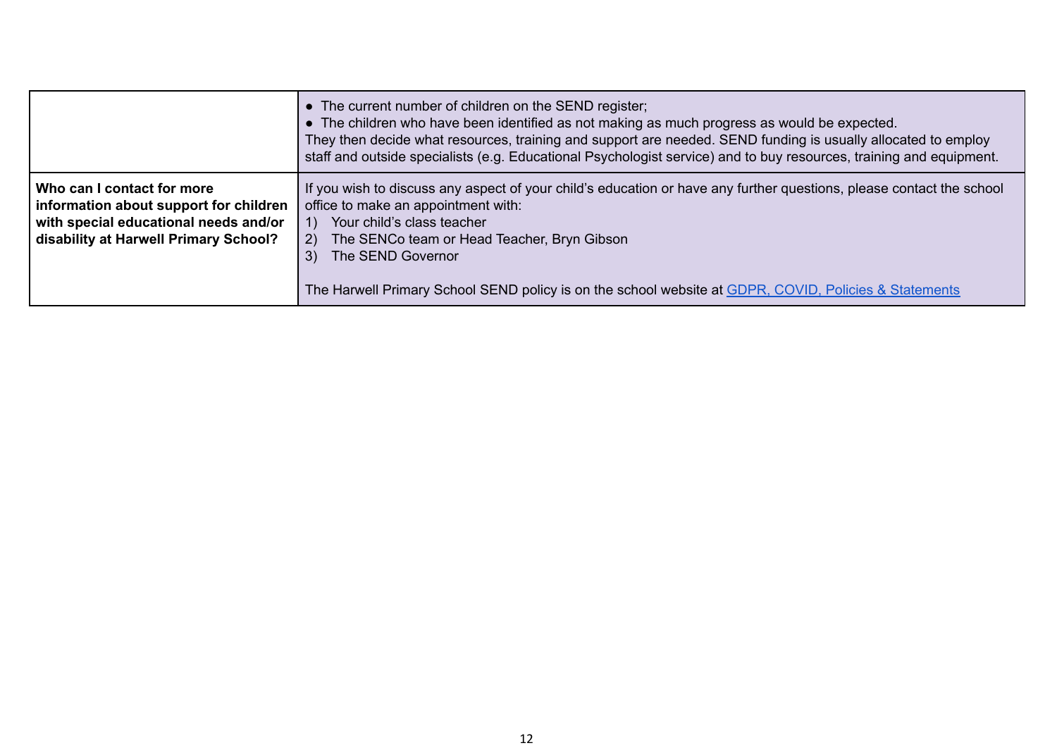| | |
|---|---|
| | • The current number of children on the SEND register;<br>• The children who have been identified as not making as much progress as would be expected.<br>They then decide what resources, training and support are needed. SEND funding is usually allocated to employ staff and outside specialists (e.g. Educational Psychologist service) and to buy resources, training and equipment. |
| **Who can I contact for more information about support for children with special educational needs and/or disability at Harwell Primary School?** | If you wish to discuss any aspect of your child's education or have any further questions, please contact the school office to make an appointment with:<br>1) Your child's class teacher<br>2) The SENCo team or Head Teacher, Bryn Gibson<br>3) The SEND Governor<br><br>The Harwell Primary School SEND policy is on the school website at [GDPR, COVID, Policies & Statements]() |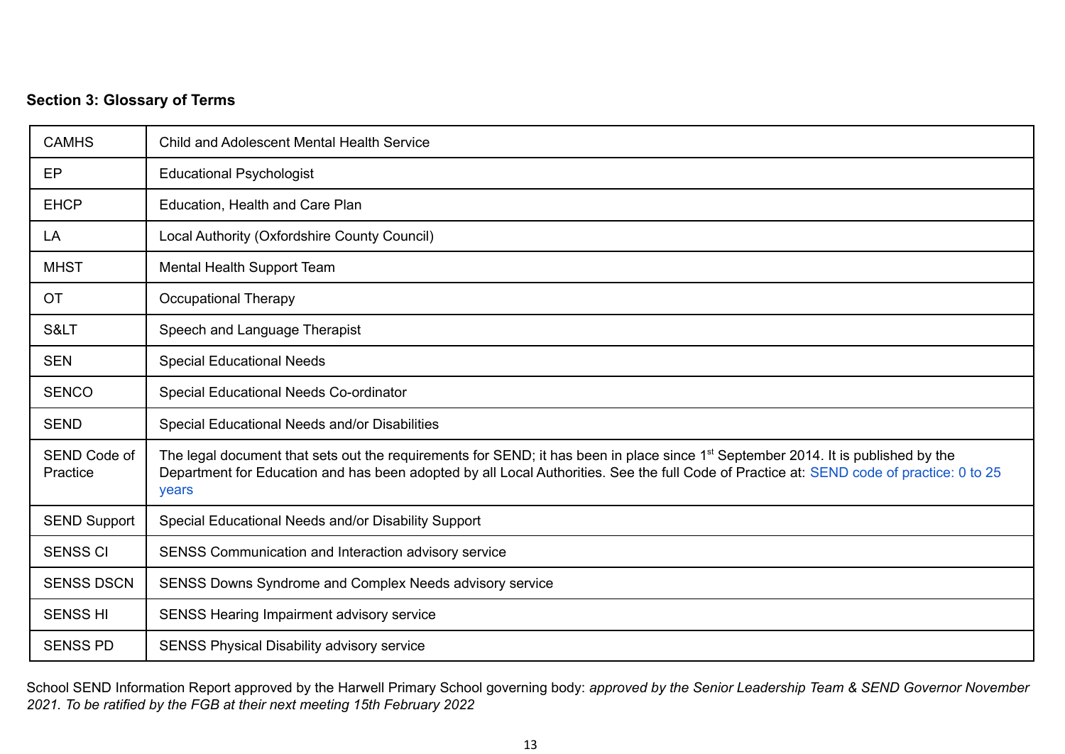**Section 3: Glossary of Terms**

| | |
|---|---|
| CAMHS | Child and Adolescent Mental Health Service |
| EP | Educational Psychologist |
| EHCP | Education, Health and Care Plan |
| LA | Local Authority (Oxfordshire County Council) |
| MHST | Mental Health Support Team |
| OT | Occupational Therapy |
| S&LT | Speech and Language Therapist |
| SEN | Special Educational Needs |
| SENCO | Special Educational Needs Co-ordinator |
| SEND | Special Educational Needs and/or Disabilities |
| SEND Code of Practice | The legal document that sets out the requirements for SEND; it has been in place since 1st September 2014. It is published by the Department for Education and has been adopted by all Local Authorities. See the full Code of Practice at: SEND code of practice: 0 to 25 years |
| SEND Support | Special Educational Needs and/or Disability Support |
| SENSS CI | SENSS Communication and Interaction advisory service |
| SENSS DSCN | SENSS Downs Syndrome and Complex Needs advisory service |
| SENSS HI | SENSS Hearing Impairment advisory service |
| SENSS PD | SENSS Physical Disability advisory service |

School SEND Information Report approved by the Harwell Primary School governing body: *approved by the Senior Leadership Team & SEND Governor November 2021. To be ratified by the FGB at their next meeting 15th February 2022*